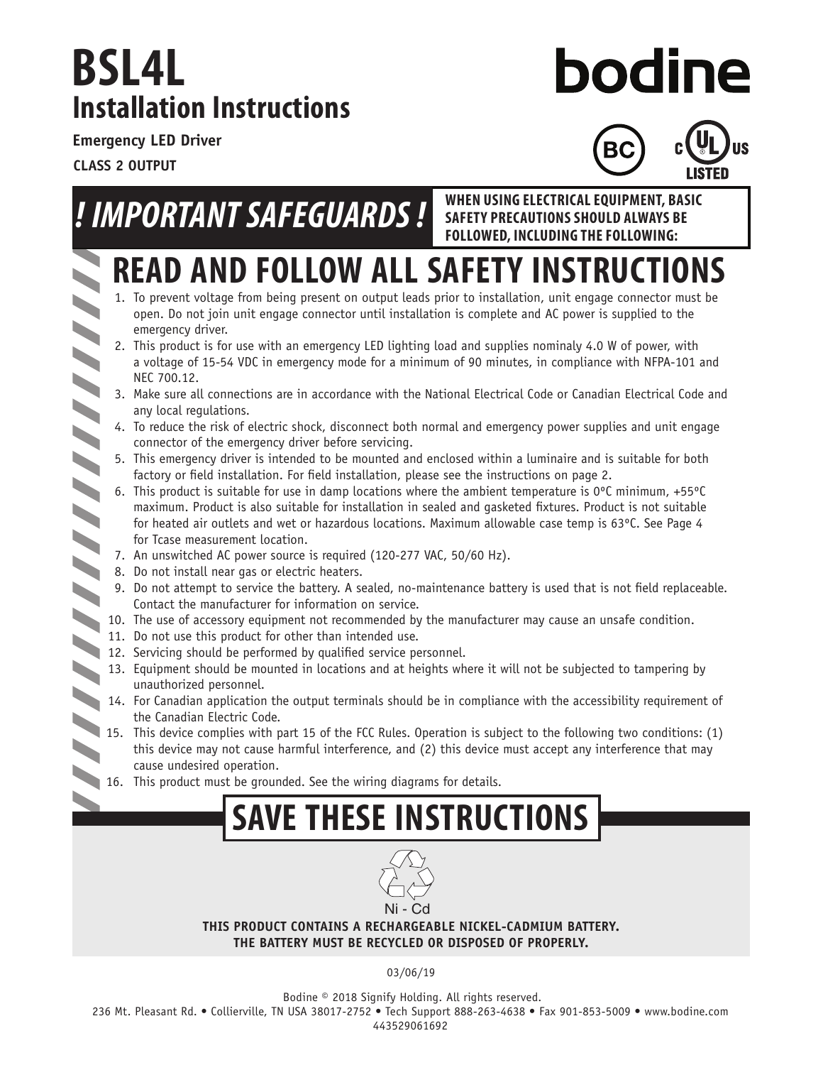# BSL4L
## Installation Instructions

**Emergency LED Driver**

**CLASS 2 OUTPUT**

bodine

## ! IMPORTANT SAFEGUARDS !

**WHEN USING ELECTRICAL EQUIPMENT, BASIC SAFETY PRECAUTIONS SHOULD ALWAYS BE FOLLOWED, INCLUDING THE FOLLOWING:**

# READ AND FOLLOW ALL SAFETY INSTRUCTIONS

1. To prevent voltage from being present on output leads prior to installation, unit engage connector must be open. Do not join unit engage connector until installation is complete and AC power is supplied to the emergency driver.
2. This product is for use with an emergency LED lighting load and supplies nominaly 4.0 W of power, with a voltage of 15-54 VDC in emergency mode for a minimum of 90 minutes, in compliance with NFPA-101 and NEC 700.12.
3. Make sure all connections are in accordance with the National Electrical Code or Canadian Electrical Code and any local regulations.
4. To reduce the risk of electric shock, disconnect both normal and emergency power supplies and unit engage connector of the emergency driver before servicing.
5. This emergency driver is intended to be mounted and enclosed within a luminaire and is suitable for both factory or field installation. For field installation, please see the instructions on page 2.
6. This product is suitable for use in damp locations where the ambient temperature is 0ºC minimum, +55ºC maximum. Product is also suitable for installation in sealed and gasketed fixtures. Product is not suitable for heated air outlets and wet or hazardous locations. Maximum allowable case temp is 63ºC. See Page 4 for Tcase measurement location.
7. An unswitched AC power source is required (120-277 VAC, 50/60 Hz).
8. Do not install near gas or electric heaters.
9. Do not attempt to service the battery. A sealed, no-maintenance battery is used that is not field replaceable. Contact the manufacturer for information on service.
10. The use of accessory equipment not recommended by the manufacturer may cause an unsafe condition.
11. Do not use this product for other than intended use.
12. Servicing should be performed by qualified service personnel.
13. Equipment should be mounted in locations and at heights where it will not be subjected to tampering by unauthorized personnel.
14. For Canadian application the output terminals should be in compliance with the accessibility requirement of the Canadian Electric Code.
15. This device complies with part 15 of the FCC Rules. Operation is subject to the following two conditions: (1) this device may not cause harmful interference, and (2) this device must accept any interference that may cause undesired operation.
16. This product must be grounded. See the wiring diagrams for details.

# SAVE THESE INSTRUCTIONS

Ni - Cd

**THIS PRODUCT CONTAINS A RECHARGEABLE NICKEL-CADMIUM BATTERY. THE BATTERY MUST BE RECYCLED OR DISPOSED OF PROPERLY.**

03/06/19

Bodine © 2018 Signify Holding. All rights reserved.
236 Mt. Pleasant Rd. • Collierville, TN USA 38017-2752 • Tech Support 888-263-4638 • Fax 901-853-5009 • www.bodine.com
443529061692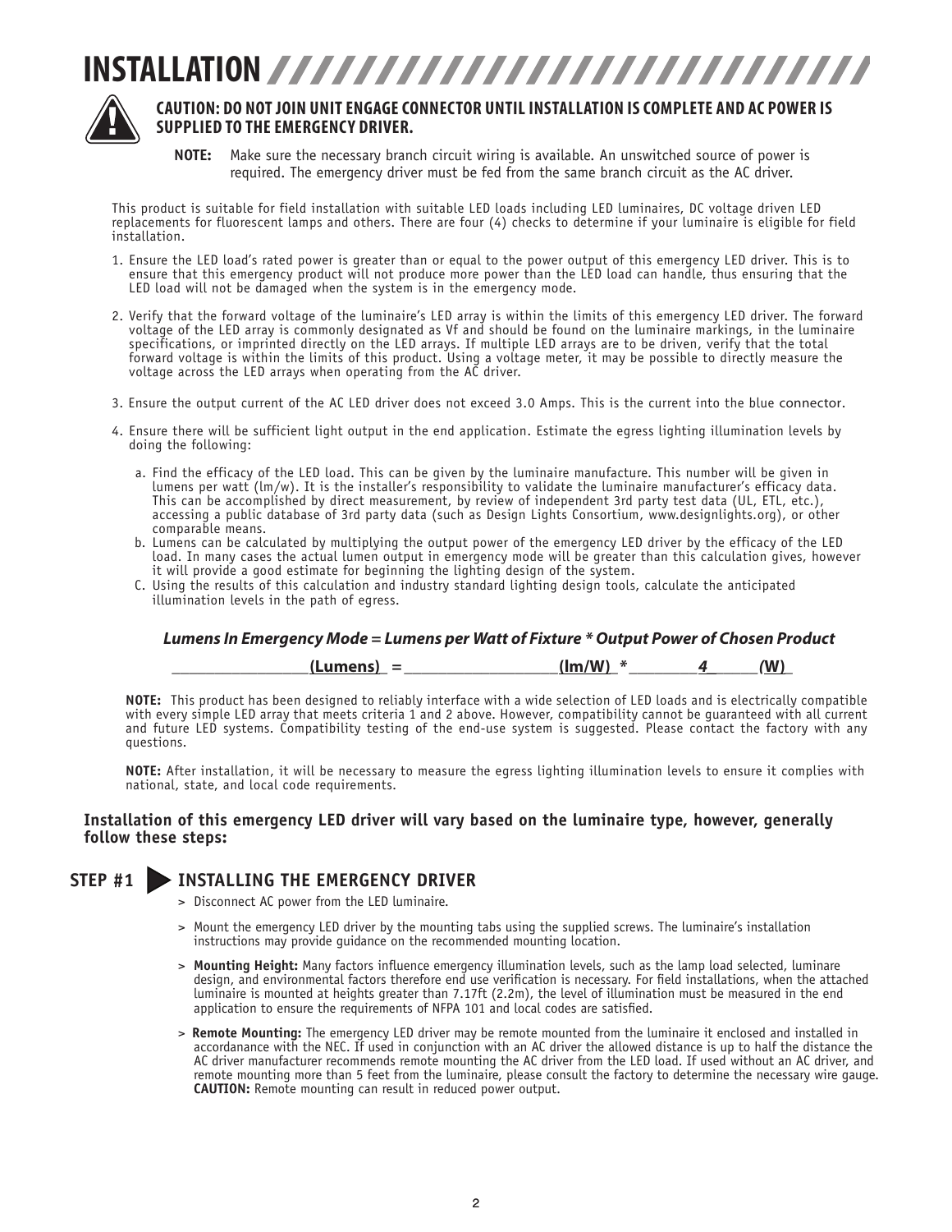# INSTALLATION

**CAUTION: DO NOT JOIN UNIT ENGAGE CONNECTOR UNTIL INSTALLATION IS COMPLETE AND AC POWER IS SUPPLIED TO THE EMERGENCY DRIVER.**

**NOTE:** Make sure the necessary branch circuit wiring is available. An unswitched source of power is required. The emergency driver must be fed from the same branch circuit as the AC driver.

This product is suitable for field installation with suitable LED loads including LED luminaires, DC voltage driven LED replacements for fluorescent lamps and others. There are four (4) checks to determine if your luminaire is eligible for field installation.

1. Ensure the LED load's rated power is greater than or equal to the power output of this emergency LED driver. This is to ensure that this emergency product will not produce more power than the LED load can handle, thus ensuring that the LED load will not be damaged when the system is in the emergency mode.
2. Verify that the forward voltage of the luminaire's LED array is within the limits of this emergency LED driver. The forward voltage of the LED array is commonly designated as Vf and should be found on the luminaire markings, in the luminaire specifications, or imprinted directly on the LED arrays. If multiple LED arrays are to be driven, verify that the total forward voltage is within the limits of this product. Using a voltage meter, it may be possible to directly measure the voltage across the LED arrays when operating from the AC driver.
3. Ensure the output current of the AC LED driver does not exceed 3.0 Amps. This is the current into the blue connector.
4. Ensure there will be sufficient light output in the end application. Estimate the egress lighting illumination levels by doing the following:
   a. Find the efficacy of the LED load. This can be given by the luminaire manufacture. This number will be given in lumens per watt (lm/w). It is the installer's responsibility to validate the luminaire manufacturer's efficacy data. This can be accomplished by direct measurement, by review of independent 3rd party test data (UL, ETL, etc.), accessing a public database of 3rd party data (such as Design Lights Consortium, www.designlights.org), or other comparable means.
   b. Lumens can be calculated by multiplying the output power of the emergency LED driver by the efficacy of the LED load. In many cases the actual lumen output in emergency mode will be greater than this calculation gives, however it will provide a good estimate for beginning the lighting design of the system.
   C. Using the results of this calculation and industry standard lighting design tools, calculate the anticipated illumination levels in the path of egress.

***Lumens In Emergency Mode = Lumens per Watt of Fixture * Output Power of Chosen Product***

**_______________(Lumens) = _________________(lm/W) * ________4______(W)**

**NOTE:** This product has been designed to reliably interface with a wide selection of LED loads and is electrically compatible with every simple LED array that meets criteria 1 and 2 above. However, compatibility cannot be guaranteed with all current and future LED systems. Compatibility testing of the end-use system is suggested. Please contact the factory with any questions.

**NOTE:** After installation, it will be necessary to measure the egress lighting illumination levels to ensure it complies with national, state, and local code requirements.

**Installation of this emergency LED driver will vary based on the luminaire type, however, generally follow these steps:**

## STEP #1 INSTALLING THE EMERGENCY DRIVER

> Disconnect AC power from the LED luminaire.

> Mount the emergency LED driver by the mounting tabs using the supplied screws. The luminaire's installation instructions may provide guidance on the recommended mounting location.

> **Mounting Height:** Many factors influence emergency illumination levels, such as the lamp load selected, luminare design, and environmental factors therefore end use verification is necessary. For field installations, when the attached luminaire is mounted at heights greater than 7.17ft (2.2m), the level of illumination must be measured in the end application to ensure the requirements of NFPA 101 and local codes are satisfied.

> **Remote Mounting:** The emergency LED driver may be remote mounted from the luminaire it enclosed and installed in accordanance with the NEC. If used in conjunction with an AC driver the allowed distance is up to half the distance the AC driver manufacturer recommends remote mounting the AC driver from the LED load. If used without an AC driver, and remote mounting more than 5 feet from the luminaire, please consult the factory to determine the necessary wire gauge. **CAUTION:** Remote mounting can result in reduced power output.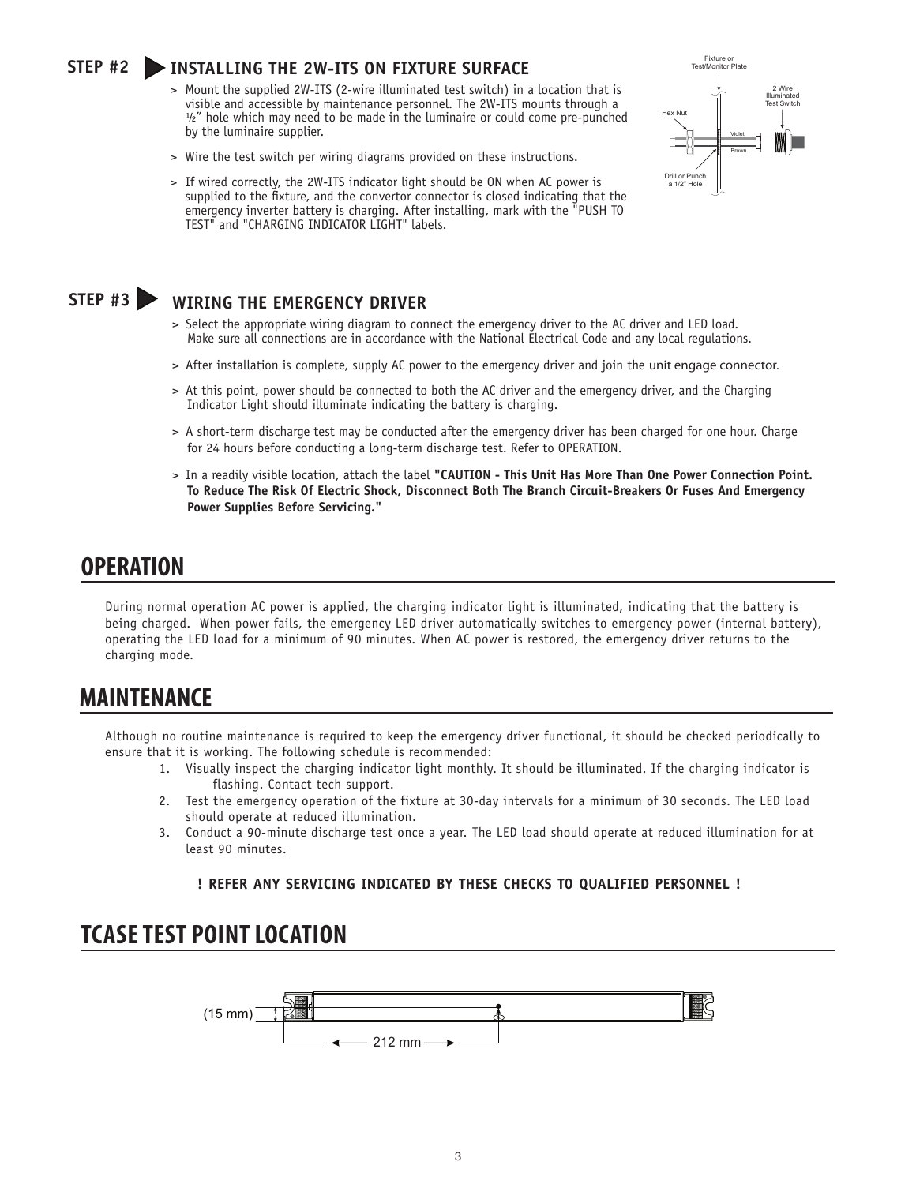## STEP #2 INSTALLING THE 2W-ITS ON FIXTURE SURFACE

> Mount the supplied 2W-ITS (2-wire illuminated test switch) in a location that is visible and accessible by maintenance personnel. The 2W-ITS mounts through a ½" hole which may need to be made in the luminaire or could come pre-punched by the luminaire supplier.

> Wire the test switch per wiring diagrams provided on these instructions.

> If wired correctly, the 2W-ITS indicator light should be ON when AC power is supplied to the fixture, and the convertor connector is closed indicating that the emergency inverter battery is charging. After installing, mark with the "PUSH TO TEST" and "CHARGING INDICATOR LIGHT" labels.

Fixture or Test/Monitor Plate

2 Wire Illuminated Test Switch

Hex Nut

Violet

Brown

Drill or Punch a 1/2" Hole

## STEP #3 WIRING THE EMERGENCY DRIVER

> Select the appropriate wiring diagram to connect the emergency driver to the AC driver and LED load. Make sure all connections are in accordance with the National Electrical Code and any local regulations.

> After installation is complete, supply AC power to the emergency driver and join the unit engage connector.

> At this point, power should be connected to both the AC driver and the emergency driver, and the Charging Indicator Light should illuminate indicating the battery is charging.

> A short-term discharge test may be conducted after the emergency driver has been charged for one hour. Charge for 24 hours before conducting a long-term discharge test. Refer to OPERATION.

> In a readily visible location, attach the label **"CAUTION - This Unit Has More Than One Power Connection Point. To Reduce The Risk Of Electric Shock, Disconnect Both The Branch Circuit-Breakers Or Fuses And Emergency Power Supplies Before Servicing."**

# OPERATION

During normal operation AC power is applied, the charging indicator light is illuminated, indicating that the battery is being charged. When power fails, the emergency LED driver automatically switches to emergency power (internal battery), operating the LED load for a minimum of 90 minutes. When AC power is restored, the emergency driver returns to the charging mode.

# MAINTENANCE

Although no routine maintenance is required to keep the emergency driver functional, it should be checked periodically to ensure that it is working. The following schedule is recommended:

1. Visually inspect the charging indicator light monthly. It should be illuminated. If the charging indicator is flashing. Contact tech support.
2. Test the emergency operation of the fixture at 30-day intervals for a minimum of 30 seconds. The LED load should operate at reduced illumination.
3. Conduct a 90-minute discharge test once a year. The LED load should operate at reduced illumination for at least 90 minutes.

**! REFER ANY SERVICING INDICATED BY THESE CHECKS TO QUALIFIED PERSONNEL !**

# TCASE TEST POINT LOCATION

(15 mm)

212 mm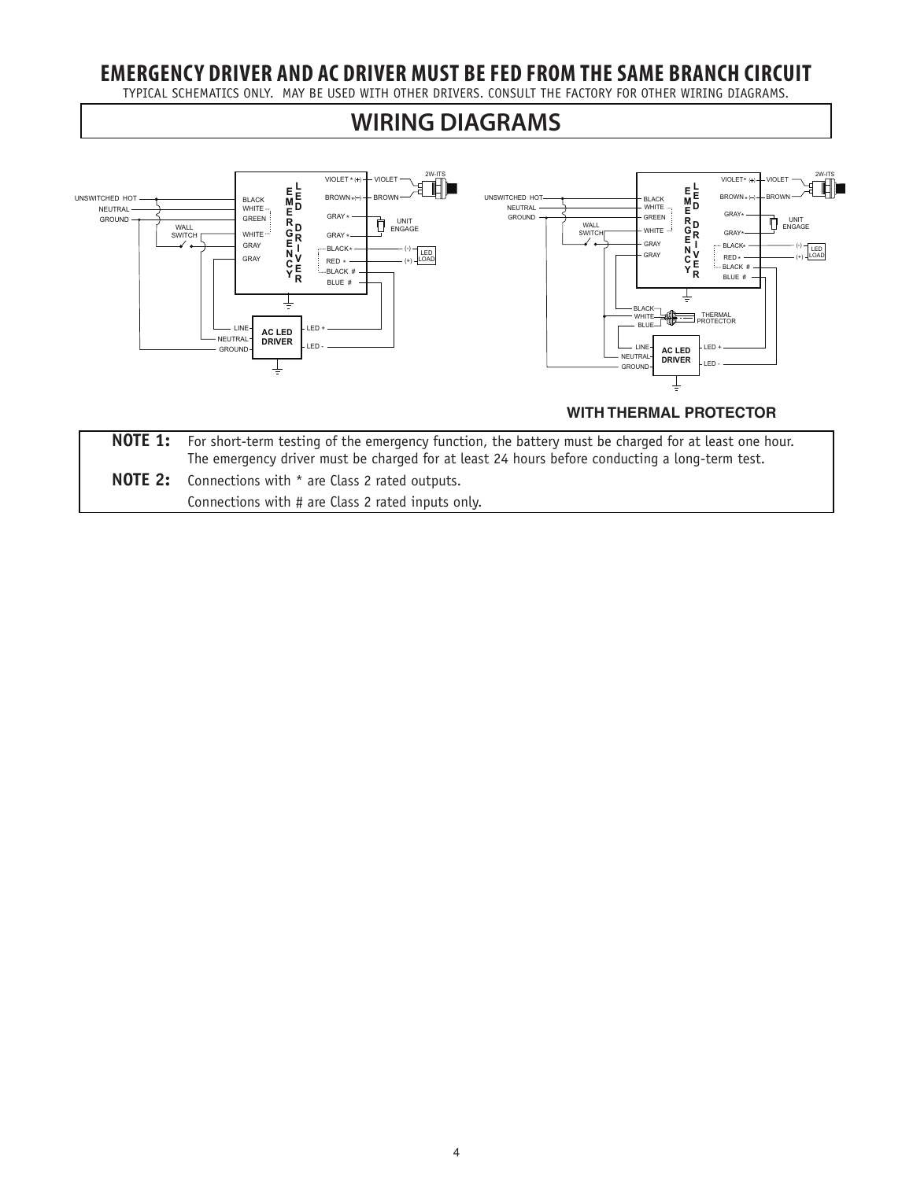# EMERGENCY DRIVER AND AC DRIVER MUST BE FED FROM THE SAME BRANCH CIRCUIT

TYPICAL SCHEMATICS ONLY. MAY BE USED WITH OTHER DRIVERS. CONSULT THE FACTORY FOR OTHER WIRING DIAGRAMS.

## WIRING DIAGRAMS

UNSWITCHED HOT
NEUTRAL
GROUND
WALL SWITCH
BLACK
WHITE
GREEN
WHITE
GRAY
GRAY
EMERGENCY LED DRIVER
VIOLET * (+)
BROWN * (–)
GRAY *
GRAY *
BLACK *
RED *
BLACK #
BLUE #
VIOLET
BROWN
2W-ITS
UNIT ENGAGE
(–)
(+)
LED LOAD
LINE
NEUTRAL
GROUND
AC LED DRIVER
LED +
LED -

UNSWITCHED HOT
NEUTRAL
GROUND
WALL SWITCH
BLACK
WHITE
GREEN
WHITE
GRAY
GRAY
EMERGENCY LED DRIVER
VIOLET * (+)
BROWN * (–)
GRAY *
GRAY *
BLACK *
RED *
BLACK #
BLUE #
VIOLET
BROWN
2W-ITS
UNIT ENGAGE
(–)
(+)
LED LOAD
BLACK
WHITE
BLUE
THERMAL PROTECTOR
LINE
NEUTRAL
GROUND
AC LED DRIVER
LED +
LED -

**WITH THERMAL PROTECTOR**

| | |
|---|---|
| **NOTE 1:** | For short-term testing of the emergency function, the battery must be charged for at least one hour. The emergency driver must be charged for at least 24 hours before conducting a long-term test. |
| **NOTE 2:** | Connections with * are Class 2 rated outputs. |
| | Connections with # are Class 2 rated inputs only. |